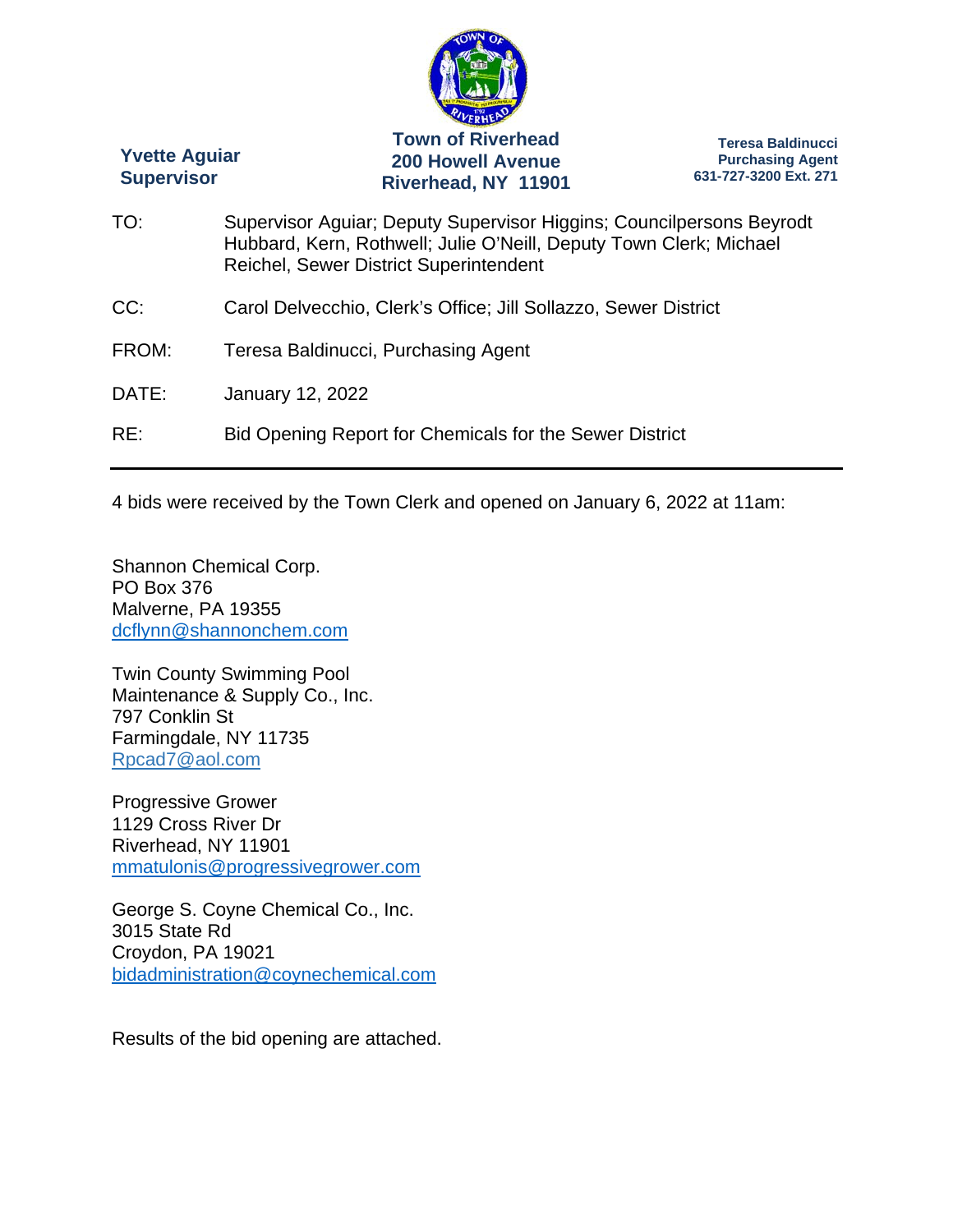**Yvette Aguiar**
**Supervisor**

**Town of Riverhead**
**200 Howell Avenue**
**Riverhead, NY 11901**

**Teresa Baldinucci**
**Purchasing Agent**
**631-727-3200 Ext. 271**

TO: Supervisor Aguiar; Deputy Supervisor Higgins; Councilpersons Beyrodt Hubbard, Kern, Rothwell; Julie O'Neill, Deputy Town Clerk; Michael Reichel, Sewer District Superintendent

CC: Carol Delvecchio, Clerk's Office; Jill Sollazzo, Sewer District

FROM: Teresa Baldinucci, Purchasing Agent

DATE: January 12, 2022

RE: Bid Opening Report for Chemicals for the Sewer District

---

4 bids were received by the Town Clerk and opened on January 6, 2022 at 11am:

Shannon Chemical Corp.
PO Box 376
Malverne, PA 19355
dcflynn@shannonchem.com

Twin County Swimming Pool
Maintenance & Supply Co., Inc.
797 Conklin St
Farmingdale, NY 11735
Rpcad7@aol.com

Progressive Grower
1129 Cross River Dr
Riverhead, NY 11901
mmatulonis@progressivegrower.com

George S. Coyne Chemical Co., Inc.
3015 State Rd
Croydon, PA 19021
bidadministration@coynechemical.com

Results of the bid opening are attached.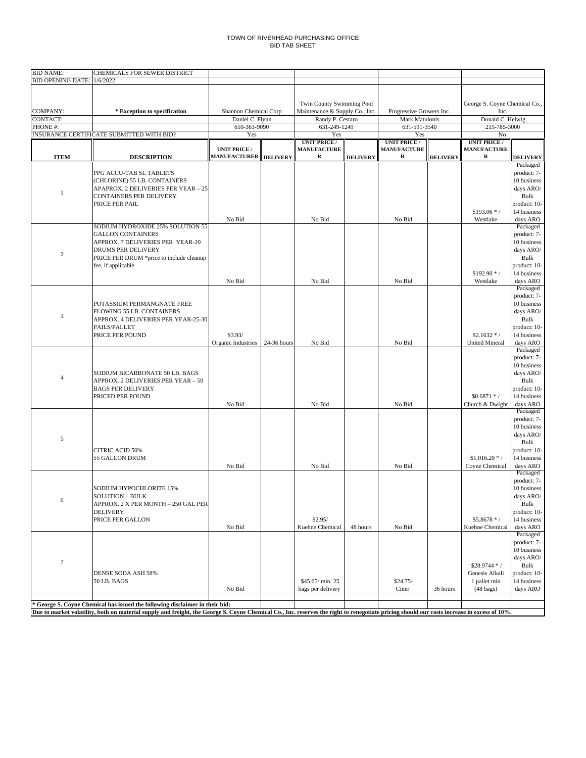TOWN OF RIVERHEAD PURCHASING OFFICE
BID TAB SHEET

| | | | | | | | | | |
|---|---|---|---|---|---|---|---|---|---|
| BID NAME: | CHEMICALS FOR SEWER DISTRICT | | | | | | | | |
| BID OPENING DATE: | 1/6/2022 | | | | | | | | |
| COMPANY: | * Exception to specification | Shannon Chemical Corp | | Twin County Swimming Pool Maintenance & Supply Co., Inc. | | Progressive Growers Inc. | | George S. Coyne Chemical Co., Inc. | |
| CONTACT: | | Daniel C. Flynn | | Randy P. Cestaro | | Mark Matulonis | | Donald C. Helwig | |
| PHONE #: | | 610-363-9090 | | 631-249-1249 | | 631-591-3540 | | 215-785-3000 | |
| INSURANCE CERTIFICATE SUBMITTED WITH BID? | | Yes | | Yes | | Yes | | No | |
| **ITEM** | **DESCRIPTION** | **UNIT PRICE / MANUFACTURER** | **DELIVERY** | **UNIT PRICE / MANUFACTURER** | **DELIVERY** | **UNIT PRICE / MANUFACTURER** | **DELIVERY** | **UNIT PRICE / MANUFACTURER** | **DELIVERY** |
| 1 | PPG ACCU-TAB SL TABLETS (CHLORINE) 55 LB. CONTAINERS APAPROX. 2 DELIVERIES PER YEAR – 25 CONTAINERS PER DELIVERY PRICE PER PAIL | No Bid | | No Bid | | No Bid | | $193.06 * / Westlake | Packaged product: 7-10 business days ARO/ Bulk product: 10-14 business days ARO |
| 2 | SODIUM HYDROXIDE 25% SOLUTION 55 GALLON CONTAINERS APPROX. 7 DELIVERIES PER YEAR-20 DRUMS PER DELIVERY PRICE PER DRUM *price to include cleanup fee, if applicable | No Bid | | No Bid | | No Bid | | $192.90 * / Westlake | Packaged product: 7-10 business days ARO/ Bulk product: 10-14 business days ARO |
| 3 | POTASSIUM PERMANGNATE FREE FLOWING 55 LB. CONTAINERS APPROX. 4 DELIVERIES PER YEAR-25-30 PAILS/PALLET PRICE PER POUND | $3.93/ Organic Industries | 24-36 hours | No Bid | | No Bid | | $2.1632 * / United Mineral | Packaged product: 7-10 business days ARO/ Bulk product: 10-14 business days ARO |
| 4 | SODIUM BICARBONATE 50 LB. BAGS APPROX. 2 DELIVERIES PER YEAR – 50 BAGS PER DELIVERY PRICED PER POUND | No Bid | | No Bid | | No Bid | | $0.6871 * / Church & Dwight | Packaged product: 7-10 business days ARO/ Bulk product: 10-14 business days ARO |
| 5 | CITRIC ACID 50% 55 GALLON DRUM | No Bid | | No Bid | | No Bid | | $1,016.20 * / Coyne Chemical | Packaged product: 7-10 business days ARO/ Bulk product: 10-14 business days ARO |
| 6 | SODIUM HYPOCHLORITE 15% SOLUTION – BULK APPROX. 2 X PER MONTH – 250 GAL PER DELIVERY PRICE PER GALLON | No Bid | | $2.95/ Kuehne Chemical | 48 hours | No Bid | | $5.8678 * / Kuehne Chemical | Packaged product: 7-10 business days ARO/ Bulk product: 10-14 business days ARO |
| 7 | DENSE SODA ASH 58% 50 LB. BAGS | No Bid | | $45.65/ min. 25 bags per delivery | | $24.75/ Ciner | 36 hours | $28.9744 * / Genesis Alkali 1 pallet min (48 bags) | Packaged product: 7-10 business days ARO/ Bulk product: 10-14 business days ARO |

**\* George S. Coyne Chemical has issued the following disclaimer in their bid:**

**Due to market volatility, both on material supply and freight, the George S. Coyne Chemical Co., Inc. reserves the right to renegotiate pricing should our costs increase in excess of 10%.**